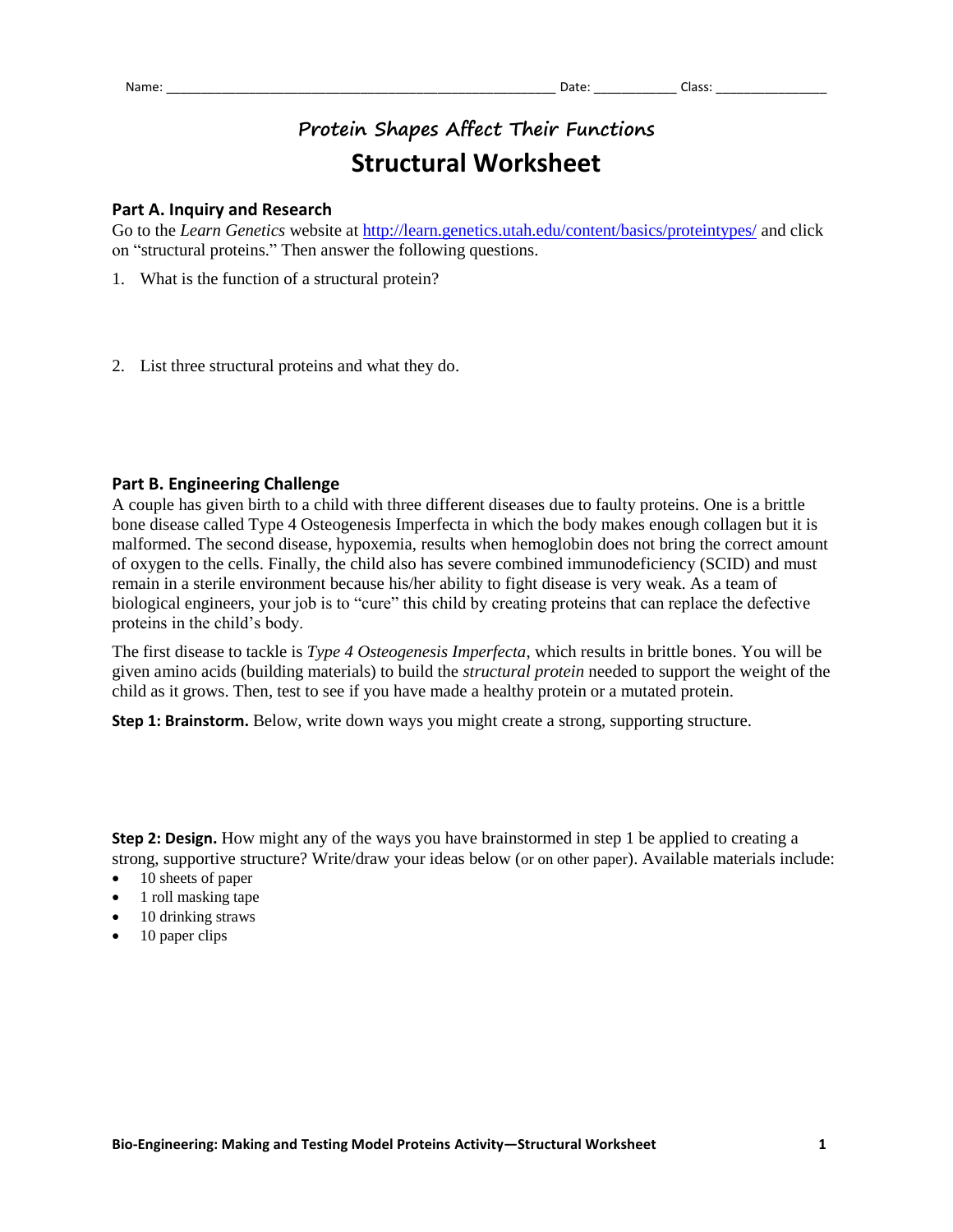Name: ______________________________________________________ Date: ___________ Class: _______________

# Protein Shapes Affect Their Functions

# Structural Worksheet

## Part A. Inquiry and Research

Go to the *Learn Genetics* website at http://learn.genetics.utah.edu/content/basics/proteintypes/ and click on "structural proteins." Then answer the following questions.

1. What is the function of a structural protein?

2. List three structural proteins and what they do.

## Part B. Engineering Challenge

A couple has given birth to a child with three different diseases due to faulty proteins. One is a brittle bone disease called Type 4 Osteogenesis Imperfecta in which the body makes enough collagen but it is malformed. The second disease, hypoxemia, results when hemoglobin does not bring the correct amount of oxygen to the cells. Finally, the child also has severe combined immunodeficiency (SCID) and must remain in a sterile environment because his/her ability to fight disease is very weak. As a team of biological engineers, your job is to "cure" this child by creating proteins that can replace the defective proteins in the child's body.

The first disease to tackle is *Type 4 Osteogenesis Imperfecta*, which results in brittle bones. You will be given amino acids (building materials) to build the *structural protein* needed to support the weight of the child as it grows. Then, test to see if you have made a healthy protein or a mutated protein.

**Step 1: Brainstorm.** Below, write down ways you might create a strong, supporting structure.

**Step 2: Design.** How might any of the ways you have brainstormed in step 1 be applied to creating a strong, supportive structure? Write/draw your ideas below (or on other paper). Available materials include:

- 10 sheets of paper
- 1 roll masking tape
- 10 drinking straws
- 10 paper clips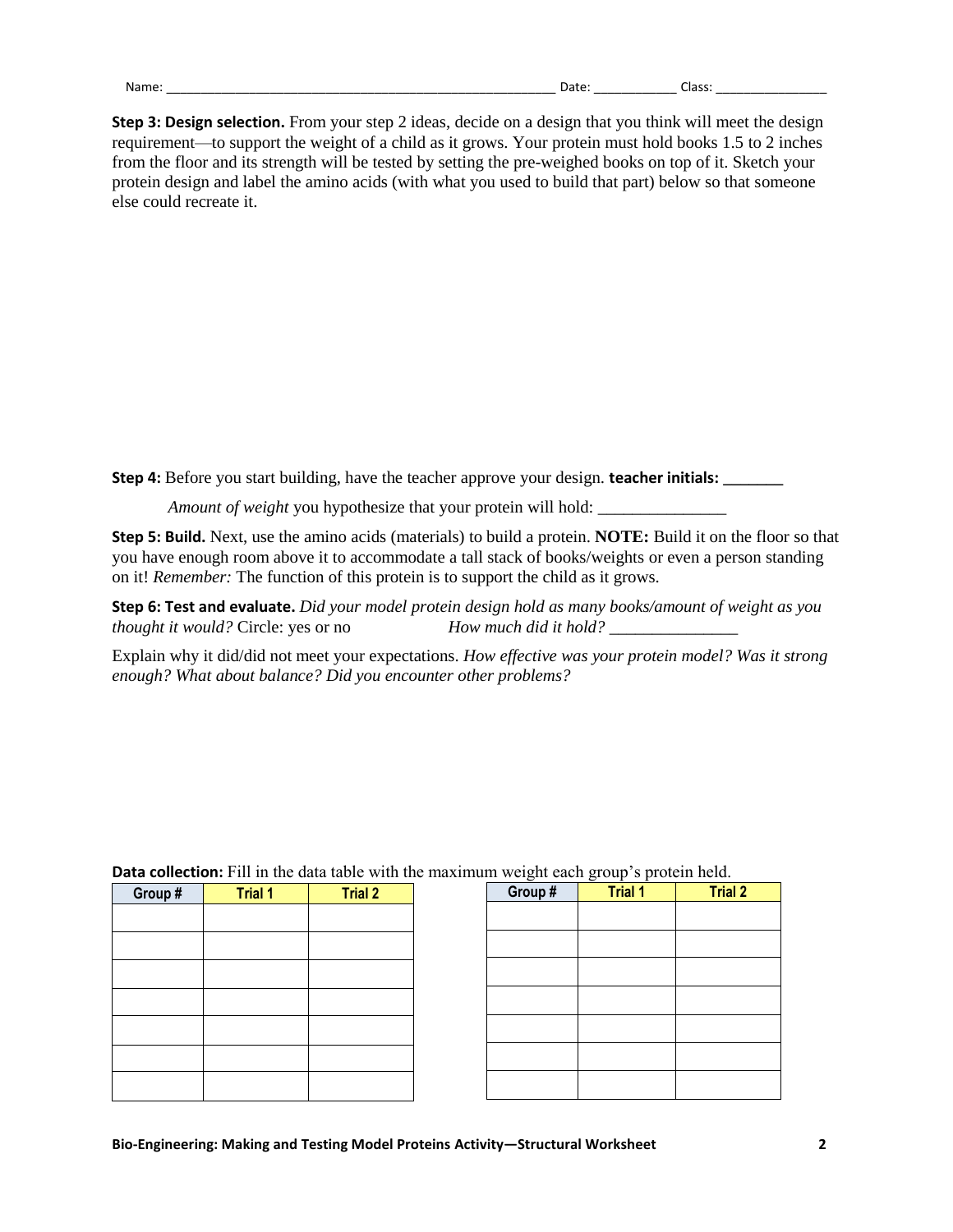Name: ______________________________________________________ Date: ___________ Class: _______________

**Step 3: Design selection.** From your step 2 ideas, decide on a design that you think will meet the design requirement—to support the weight of a child as it grows. Your protein must hold books 1.5 to 2 inches from the floor and its strength will be tested by setting the pre-weighed books on top of it. Sketch your protein design and label the amino acids (with what you used to build that part) below so that someone else could recreate it.

**Step 4:** Before you start building, have the teacher approve your design. **teacher initials: _______**

*Amount of weight* you hypothesize that your protein will hold: _______________

**Step 5: Build.** Next, use the amino acids (materials) to build a protein. **NOTE:** Build it on the floor so that you have enough room above it to accommodate a tall stack of books/weights or even a person standing on it! *Remember:* The function of this protein is to support the child as it grows.

**Step 6: Test and evaluate.** *Did your model protein design hold as many books/amount of weight as you thought it would?* Circle: yes or no *How much did it hold?* _______________

Explain why it did/did not meet your expectations. *How effective was your protein model? Was it strong enough? What about balance? Did you encounter other problems?*

**Data collection:** Fill in the data table with the maximum weight each group's protein held.

| Group # | Trial 1 | Trial 2 |
|---|---|---|
| | | |
| | | |
| | | |
| | | |
| | | |
| | | |
| | | |

| Group # | Trial 1 | Trial 2 |
|---|---|---|
| | | |
| | | |
| | | |
| | | |
| | | |
| | | |
| | | |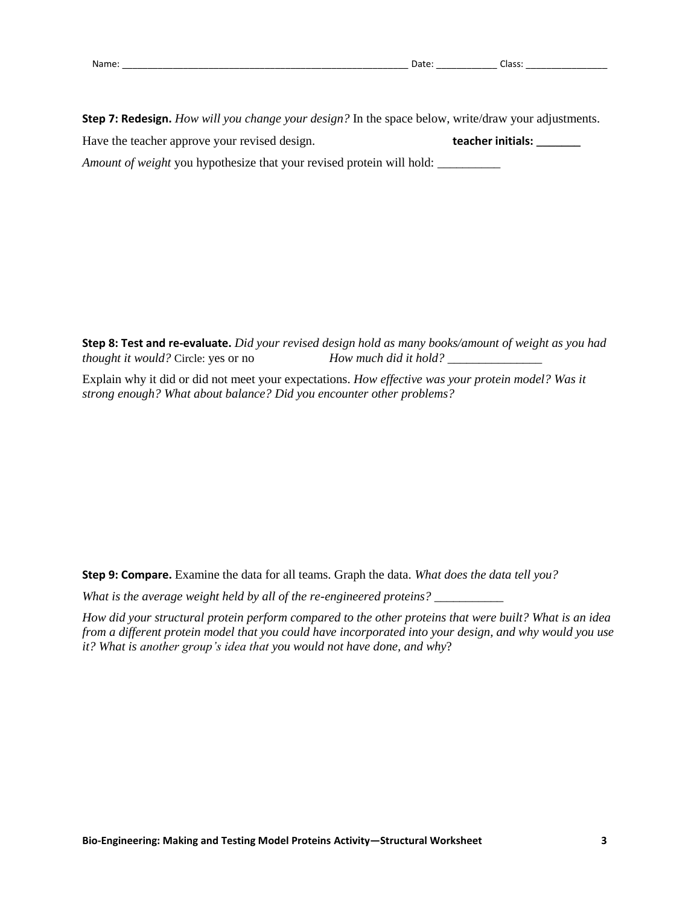Name: ______________________________________________________ Date: ___________ Class: _______________

**Step 7: Redesign.** *How will you change your design?* In the space below, write/draw your adjustments.

Have the teacher approve your revised design. **teacher initials: _______**

*Amount of weight* you hypothesize that your revised protein will hold: __________

**Step 8: Test and re-evaluate.** *Did your revised design hold as many books/amount of weight as you had thought it would?* Circle: yes or no *How much did it hold?* _______________

Explain why it did or did not meet your expectations. *How effective was your protein model? Was it strong enough? What about balance? Did you encounter other problems?*

**Step 9: Compare.** Examine the data for all teams. Graph the data. *What does the data tell you?*

*What is the average weight held by all of the re-engineered proteins?* ___________

*How did your structural protein perform compared to the other proteins that were built? What is an idea from a different protein model that you could have incorporated into your design, and why would you use it? What is another group's idea that you would not have done, and why?*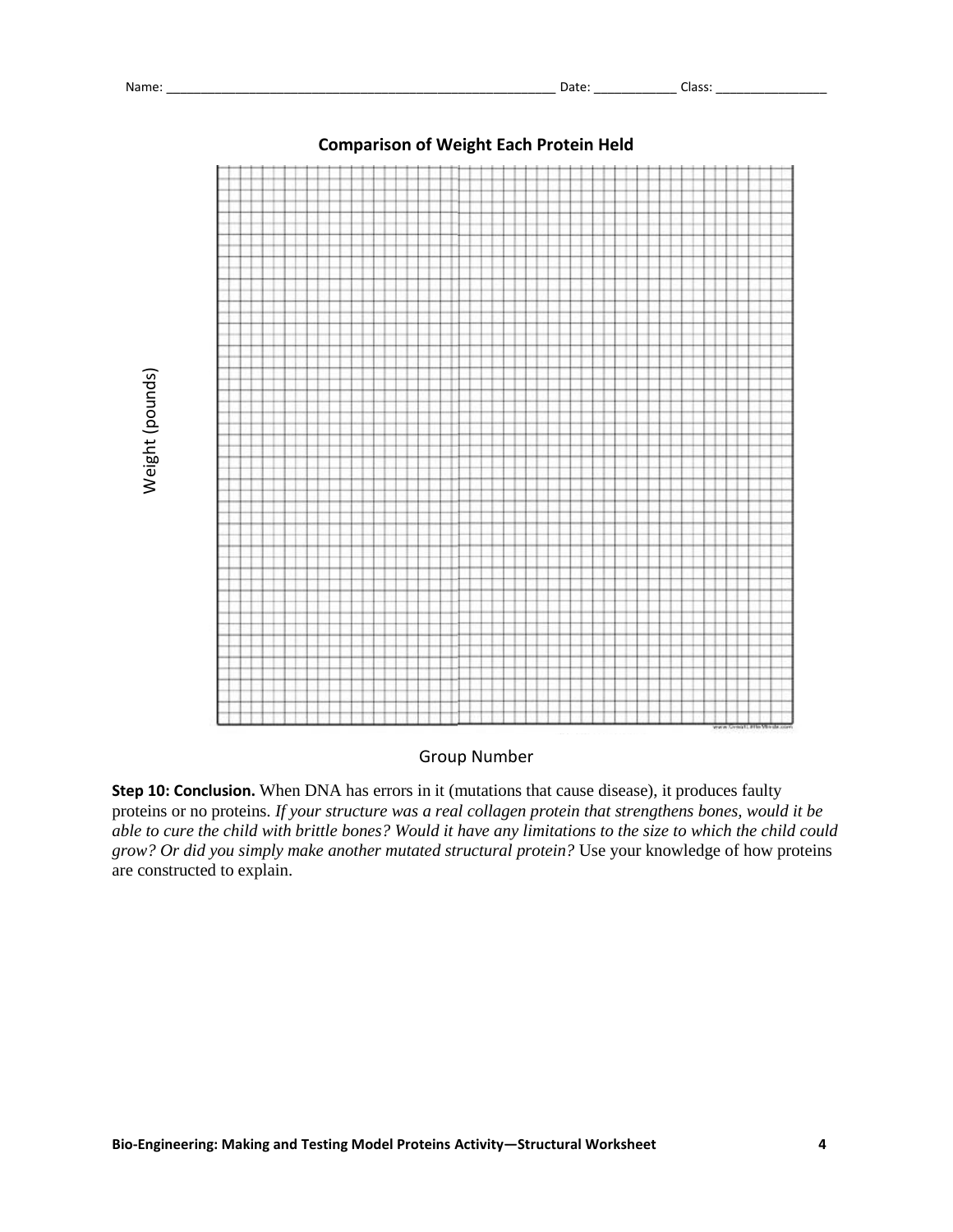Name: ______________________________________________________ Date: ____________ Class: ________________

**Comparison of Weight Each Protein Held**

Weight (pounds)

Group Number

**Step 10: Conclusion.** When DNA has errors in it (mutations that cause disease), it produces faulty proteins or no proteins. *If your structure was a real collagen protein that strengthens bones, would it be able to cure the child with brittle bones? Would it have any limitations to the size to which the child could grow? Or did you simply make another mutated structural protein?* Use your knowledge of how proteins are constructed to explain.